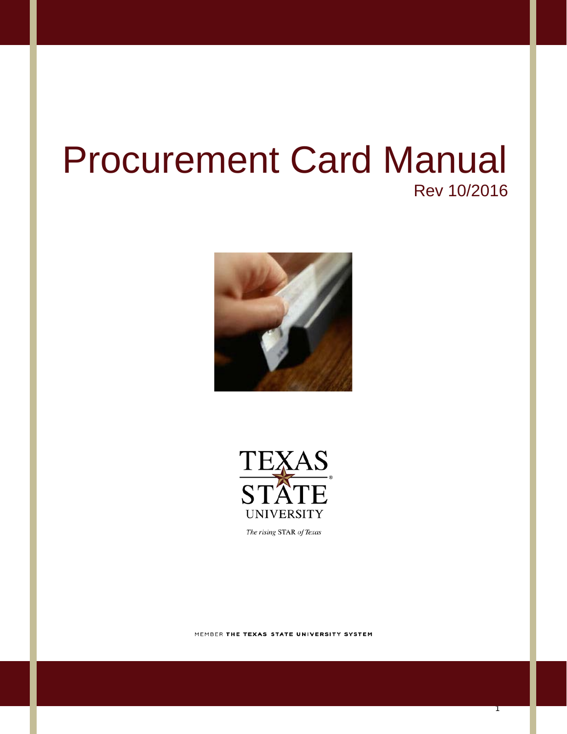# Procurement Card Manual

Rev 10/2016

TEXAS STATE UNIVERSITY

*The rising* STAR *of Texas*

MEMBER **THE TEXAS STATE UNIVERSITY SYSTEM**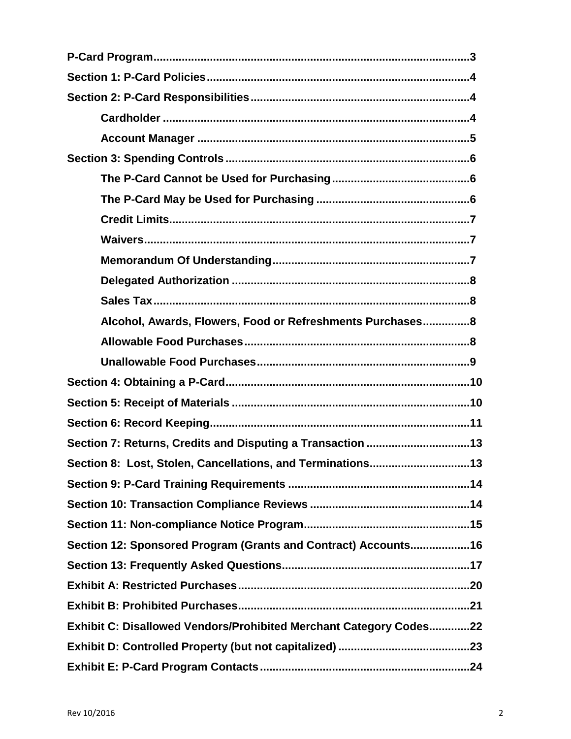**P-Card Program**.....................................................................................................3

**Section 1: P-Card Policies**.....................................................................................4

**Section 2: P-Card Responsibilities**.......................................................................4

- **Cardholder** ....................................................................................................4
- **Account Manager** .........................................................................................5

**Section 3: Spending Controls**...............................................................................6

- **The P-Card Cannot be Used for Purchasing**...............................................6
- **The P-Card May be Used for Purchasing** ...................................................6
- **Credit Limits**.....................................................................................................7
- **Waivers**............................................................................................................7
- **Memorandum Of Understanding**.................................................................7
- **Delegated Authorization** ..............................................................................8
- **Sales Tax**..........................................................................................................8
- **Alcohol, Awards, Flowers, Food or Refreshments Purchases**...............8
- **Allowable Food Purchases**...........................................................................8
- **Unallowable Food Purchases**.......................................................................9

**Section 4: Obtaining a P-Card**..............................................................................10

**Section 5: Receipt of Materials** ............................................................................10

**Section 6: Record Keeping**.....................................................................................11

**Section 7: Returns, Credits and Disputing a Transaction** ..................................13

**Section 8: Lost, Stolen, Cancellations, and Terminations**.................................13

**Section 9: P-Card Training Requirements** ..........................................................14

**Section 10: Transaction Compliance Reviews** ...................................................14

**Section 11: Non-compliance Notice Program**.....................................................15

**Section 12: Sponsored Program (Grants and Contract) Accounts**..................16

**Section 13: Frequently Asked Questions**............................................................17

**Exhibit A: Restricted Purchases**..........................................................................20

**Exhibit B: Prohibited Purchases**...........................................................................21

**Exhibit C: Disallowed Vendors/Prohibited Merchant Category Codes**.............22

**Exhibit D: Controlled Property (but not capitalized)** ..........................................23

**Exhibit E: P-Card Program Contacts**...................................................................24

Rev 10/2016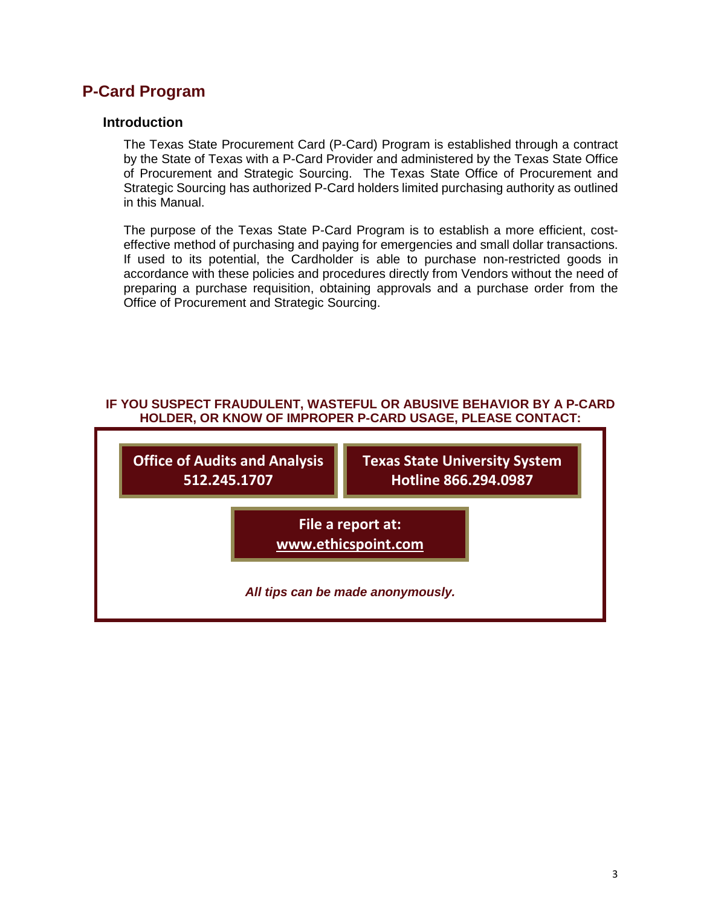# P-Card Program

## Introduction

The Texas State Procurement Card (P-Card) Program is established through a contract by the State of Texas with a P-Card Provider and administered by the Texas State Office of Procurement and Strategic Sourcing. The Texas State Office of Procurement and Strategic Sourcing has authorized P-Card holders limited purchasing authority as outlined in this Manual.

The purpose of the Texas State P-Card Program is to establish a more efficient, cost-effective method of purchasing and paying for emergencies and small dollar transactions. If used to its potential, the Cardholder is able to purchase non-restricted goods in accordance with these policies and procedures directly from Vendors without the need of preparing a purchase requisition, obtaining approvals and a purchase order from the Office of Procurement and Strategic Sourcing.

**IF YOU SUSPECT FRAUDULENT, WASTEFUL OR ABUSIVE BEHAVIOR BY A P-CARD HOLDER, OR KNOW OF IMPROPER P-CARD USAGE, PLEASE CONTACT:**

**Office of Audits and Analysis**
**512.245.1707**

**Texas State University System**
**Hotline 866.294.0987**

**File a report at:**
**www.ethicspoint.com**

***All tips can be made anonymously.***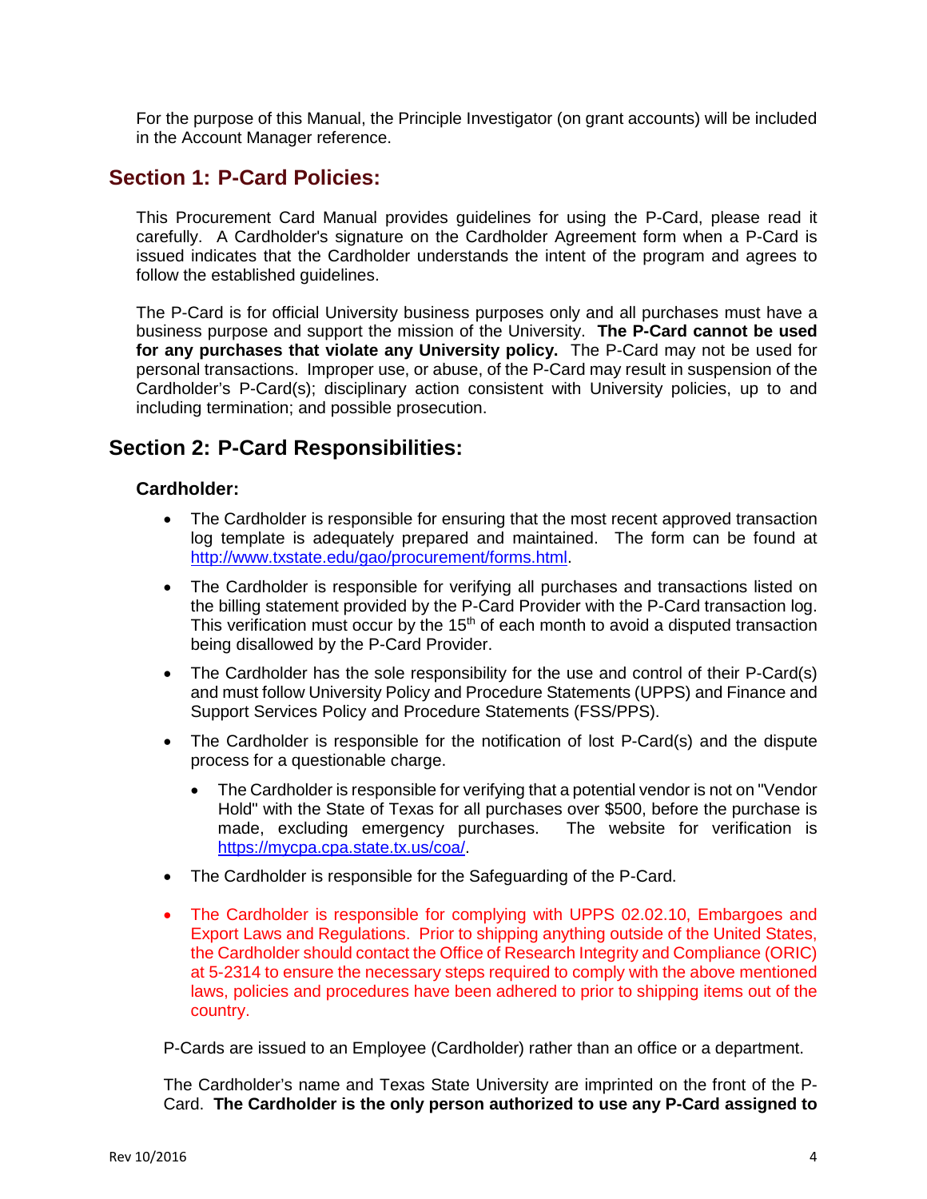For the purpose of this Manual, the Principle Investigator (on grant accounts) will be included in the Account Manager reference.

## Section 1: P-Card Policies:

This Procurement Card Manual provides guidelines for using the P-Card, please read it carefully. A Cardholder's signature on the Cardholder Agreement form when a P-Card is issued indicates that the Cardholder understands the intent of the program and agrees to follow the established guidelines.

The P-Card is for official University business purposes only and all purchases must have a business purpose and support the mission of the University. **The P-Card cannot be used for any purchases that violate any University policy.** The P-Card may not be used for personal transactions. Improper use, or abuse, of the P-Card may result in suspension of the Cardholder's P-Card(s); disciplinary action consistent with University policies, up to and including termination; and possible prosecution.

## Section 2: P-Card Responsibilities:

### Cardholder:

- The Cardholder is responsible for ensuring that the most recent approved transaction log template is adequately prepared and maintained. The form can be found at http://www.txstate.edu/gao/procurement/forms.html.
- The Cardholder is responsible for verifying all purchases and transactions listed on the billing statement provided by the P-Card Provider with the P-Card transaction log. This verification must occur by the 15th of each month to avoid a disputed transaction being disallowed by the P-Card Provider.
- The Cardholder has the sole responsibility for the use and control of their P-Card(s) and must follow University Policy and Procedure Statements (UPPS) and Finance and Support Services Policy and Procedure Statements (FSS/PPS).
- The Cardholder is responsible for the notification of lost P-Card(s) and the dispute process for a questionable charge.
  - The Cardholder is responsible for verifying that a potential vendor is not on "Vendor Hold" with the State of Texas for all purchases over $500, before the purchase is made, excluding emergency purchases. The website for verification is https://mycpa.cpa.state.tx.us/coa/.
- The Cardholder is responsible for the Safeguarding of the P-Card.
- The Cardholder is responsible for complying with UPPS 02.02.10, Embargoes and Export Laws and Regulations. Prior to shipping anything outside of the United States, the Cardholder should contact the Office of Research Integrity and Compliance (ORIC) at 5-2314 to ensure the necessary steps required to comply with the above mentioned laws, policies and procedures have been adhered to prior to shipping items out of the country.

P-Cards are issued to an Employee (Cardholder) rather than an office or a department.

The Cardholder's name and Texas State University are imprinted on the front of the P-Card. **The Cardholder is the only person authorized to use any P-Card assigned to**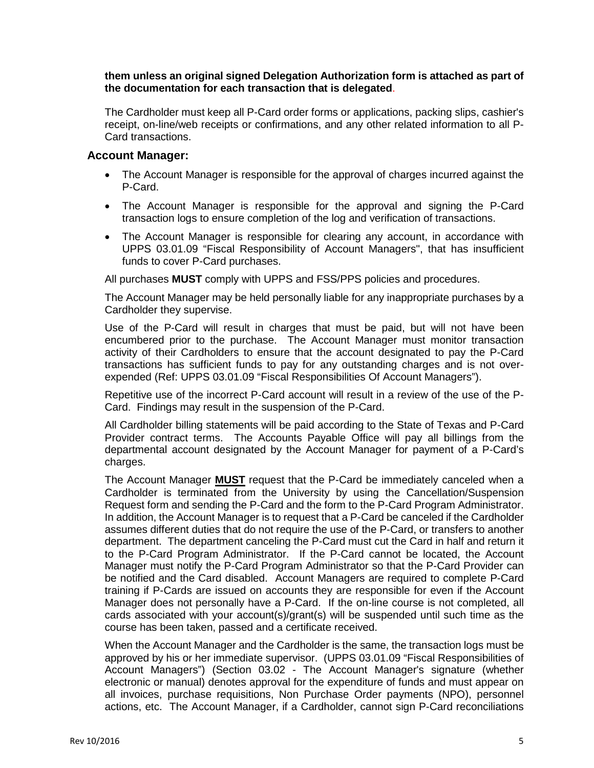**them unless an original signed Delegation Authorization form is attached as part of the documentation for each transaction that is delegated**.

The Cardholder must keep all P-Card order forms or applications, packing slips, cashier's receipt, on-line/web receipts or confirmations, and any other related information to all P-Card transactions.

### Account Manager:

- The Account Manager is responsible for the approval of charges incurred against the P-Card.
- The Account Manager is responsible for the approval and signing the P-Card transaction logs to ensure completion of the log and verification of transactions.
- The Account Manager is responsible for clearing any account, in accordance with UPPS 03.01.09 "Fiscal Responsibility of Account Managers", that has insufficient funds to cover P-Card purchases.

All purchases **MUST** comply with UPPS and FSS/PPS policies and procedures.

The Account Manager may be held personally liable for any inappropriate purchases by a Cardholder they supervise.

Use of the P-Card will result in charges that must be paid, but will not have been encumbered prior to the purchase. The Account Manager must monitor transaction activity of their Cardholders to ensure that the account designated to pay the P-Card transactions has sufficient funds to pay for any outstanding charges and is not over-expended (Ref: UPPS 03.01.09 "Fiscal Responsibilities Of Account Managers").

Repetitive use of the incorrect P-Card account will result in a review of the use of the P-Card. Findings may result in the suspension of the P-Card.

All Cardholder billing statements will be paid according to the State of Texas and P-Card Provider contract terms. The Accounts Payable Office will pay all billings from the departmental account designated by the Account Manager for payment of a P-Card's charges.

The Account Manager **MUST** request that the P-Card be immediately canceled when a Cardholder is terminated from the University by using the Cancellation/Suspension Request form and sending the P-Card and the form to the P-Card Program Administrator. In addition, the Account Manager is to request that a P-Card be canceled if the Cardholder assumes different duties that do not require the use of the P-Card, or transfers to another department. The department canceling the P-Card must cut the Card in half and return it to the P-Card Program Administrator. If the P-Card cannot be located, the Account Manager must notify the P-Card Program Administrator so that the P-Card Provider can be notified and the Card disabled. Account Managers are required to complete P-Card training if P-Cards are issued on accounts they are responsible for even if the Account Manager does not personally have a P-Card. If the on-line course is not completed, all cards associated with your account(s)/grant(s) will be suspended until such time as the course has been taken, passed and a certificate received.

When the Account Manager and the Cardholder is the same, the transaction logs must be approved by his or her immediate supervisor. (UPPS 03.01.09 "Fiscal Responsibilities of Account Managers") (Section 03.02 - The Account Manager's signature (whether electronic or manual) denotes approval for the expenditure of funds and must appear on all invoices, purchase requisitions, Non Purchase Order payments (NPO), personnel actions, etc. The Account Manager, if a Cardholder, cannot sign P-Card reconciliations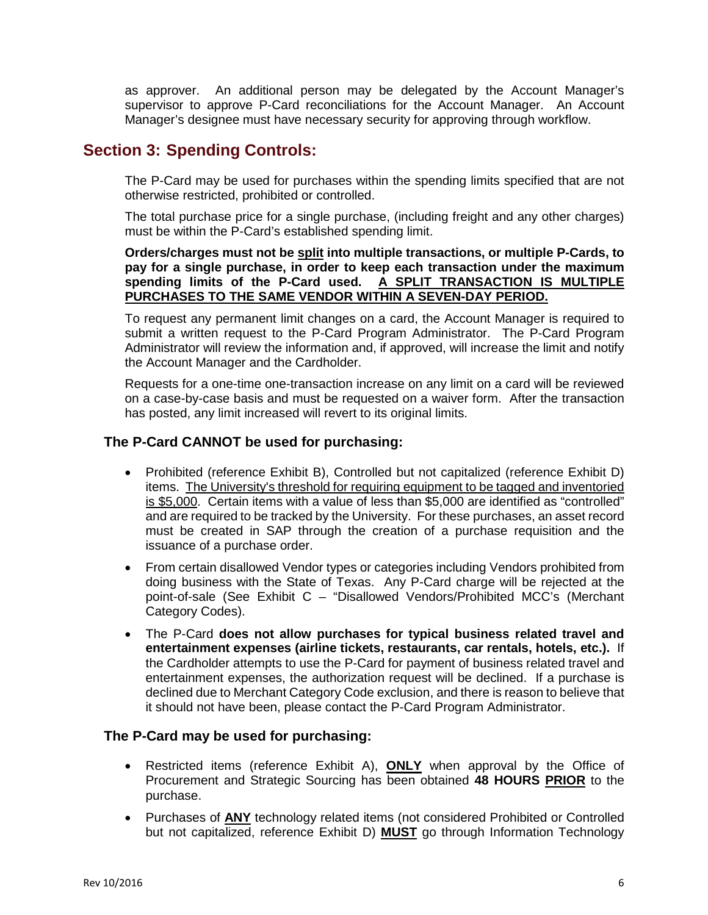as approver. An additional person may be delegated by the Account Manager's supervisor to approve P-Card reconciliations for the Account Manager. An Account Manager's designee must have necessary security for approving through workflow.

## Section 3: Spending Controls:

The P-Card may be used for purchases within the spending limits specified that are not otherwise restricted, prohibited or controlled.

The total purchase price for a single purchase, (including freight and any other charges) must be within the P-Card's established spending limit.

**Orders/charges must not be <u>split</u> into multiple transactions, or multiple P-Cards, to pay for a single purchase, in order to keep each transaction under the maximum spending limits of the P-Card used. <u>A SPLIT TRANSACTION IS MULTIPLE PURCHASES TO THE SAME VENDOR WITHIN A SEVEN-DAY PERIOD.</u>**

To request any permanent limit changes on a card, the Account Manager is required to submit a written request to the P-Card Program Administrator. The P-Card Program Administrator will review the information and, if approved, will increase the limit and notify the Account Manager and the Cardholder.

Requests for a one-time one-transaction increase on any limit on a card will be reviewed on a case-by-case basis and must be requested on a waiver form. After the transaction has posted, any limit increased will revert to its original limits.

### The P-Card CANNOT be used for purchasing:

- Prohibited (reference Exhibit B), Controlled but not capitalized (reference Exhibit D) items. <u>The University's threshold for requiring equipment to be tagged and inventoried is $5,000</u>. Certain items with a value of less than $5,000 are identified as "controlled" and are required to be tracked by the University. For these purchases, an asset record must be created in SAP through the creation of a purchase requisition and the issuance of a purchase order.
- From certain disallowed Vendor types or categories including Vendors prohibited from doing business with the State of Texas. Any P-Card charge will be rejected at the point-of-sale (See Exhibit C – "Disallowed Vendors/Prohibited MCC's (Merchant Category Codes).
- The P-Card **does not allow purchases for typical business related travel and entertainment expenses (airline tickets, restaurants, car rentals, hotels, etc.).** If the Cardholder attempts to use the P-Card for payment of business related travel and entertainment expenses, the authorization request will be declined. If a purchase is declined due to Merchant Category Code exclusion, and there is reason to believe that it should not have been, please contact the P-Card Program Administrator.

### The P-Card may be used for purchasing:

- Restricted items (reference Exhibit A), **<u>ONLY</u>** when approval by the Office of Procurement and Strategic Sourcing has been obtained **48 HOURS <u>PRIOR</u>** to the purchase.
- Purchases of **<u>ANY</u>** technology related items (not considered Prohibited or Controlled but not capitalized, reference Exhibit D) **<u>MUST</u>** go through Information Technology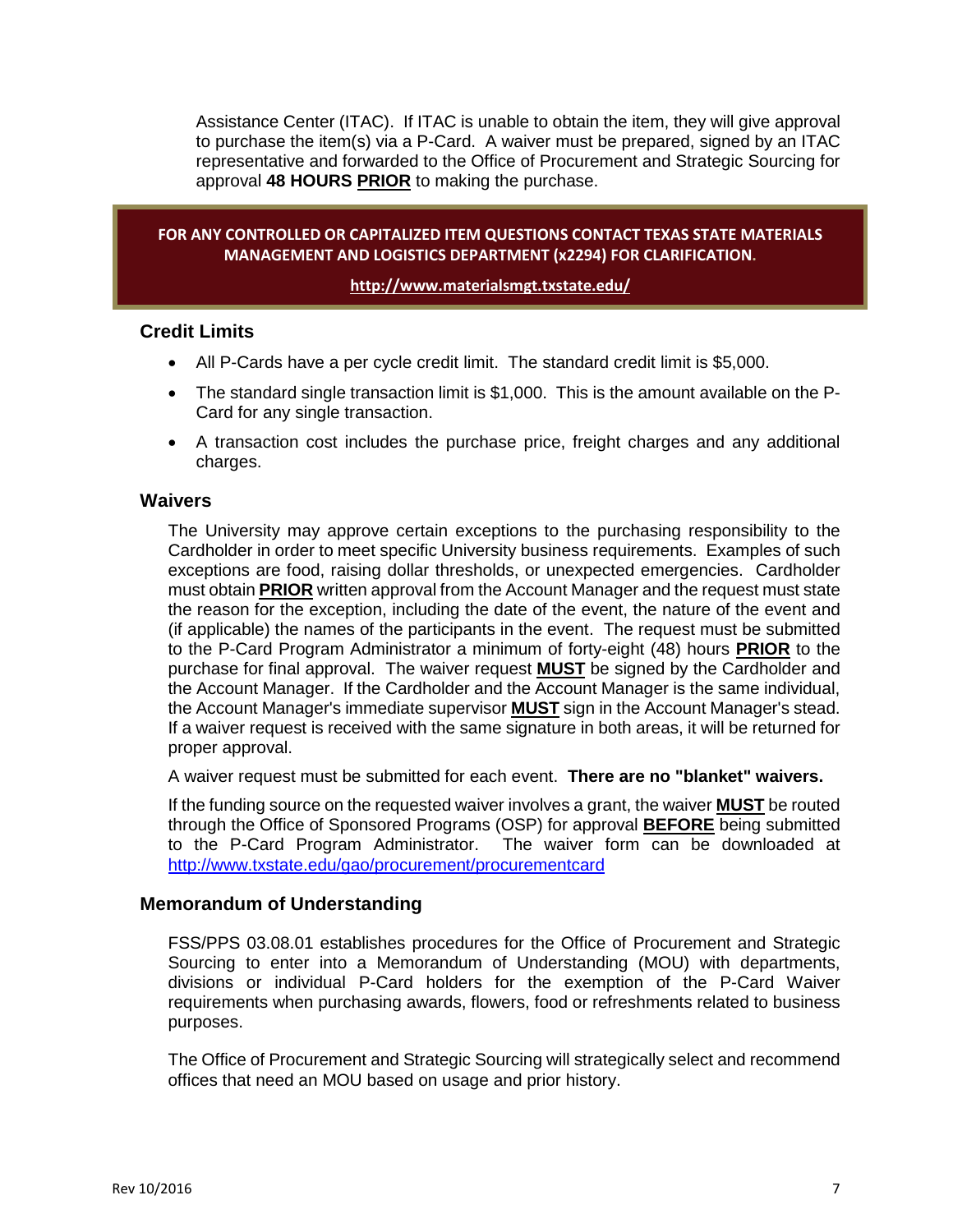Assistance Center (ITAC). If ITAC is unable to obtain the item, they will give approval to purchase the item(s) via a P-Card. A waiver must be prepared, signed by an ITAC representative and forwarded to the Office of Procurement and Strategic Sourcing for approval **48 HOURS <u>PRIOR</u>** to making the purchase.

> **FOR ANY CONTROLLED OR CAPITALIZED ITEM QUESTIONS CONTACT TEXAS STATE MATERIALS MANAGEMENT AND LOGISTICS DEPARTMENT (x2294) FOR CLARIFICATION.**
>
> **<u>http://www.materialsmgt.txstate.edu/</u>**

### Credit Limits

- All P-Cards have a per cycle credit limit. The standard credit limit is $5,000.
- The standard single transaction limit is $1,000. This is the amount available on the P-Card for any single transaction.
- A transaction cost includes the purchase price, freight charges and any additional charges.

### Waivers

The University may approve certain exceptions to the purchasing responsibility to the Cardholder in order to meet specific University business requirements. Examples of such exceptions are food, raising dollar thresholds, or unexpected emergencies. Cardholder must obtain **<u>PRIOR</u>** written approval from the Account Manager and the request must state the reason for the exception, including the date of the event, the nature of the event and (if applicable) the names of the participants in the event. The request must be submitted to the P-Card Program Administrator a minimum of forty-eight (48) hours **<u>PRIOR</u>** to the purchase for final approval. The waiver request **<u>MUST</u>** be signed by the Cardholder and the Account Manager. If the Cardholder and the Account Manager is the same individual, the Account Manager's immediate supervisor **<u>MUST</u>** sign in the Account Manager's stead. If a waiver request is received with the same signature in both areas, it will be returned for proper approval.

A waiver request must be submitted for each event. **There are no "blanket" waivers.**

If the funding source on the requested waiver involves a grant, the waiver **<u>MUST</u>** be routed through the Office of Sponsored Programs (OSP) for approval **<u>BEFORE</u>** being submitted to the P-Card Program Administrator. The waiver form can be downloaded at http://www.txstate.edu/gao/procurement/procurementcard

### Memorandum of Understanding

FSS/PPS 03.08.01 establishes procedures for the Office of Procurement and Strategic Sourcing to enter into a Memorandum of Understanding (MOU) with departments, divisions or individual P-Card holders for the exemption of the P-Card Waiver requirements when purchasing awards, flowers, food or refreshments related to business purposes.

The Office of Procurement and Strategic Sourcing will strategically select and recommend offices that need an MOU based on usage and prior history.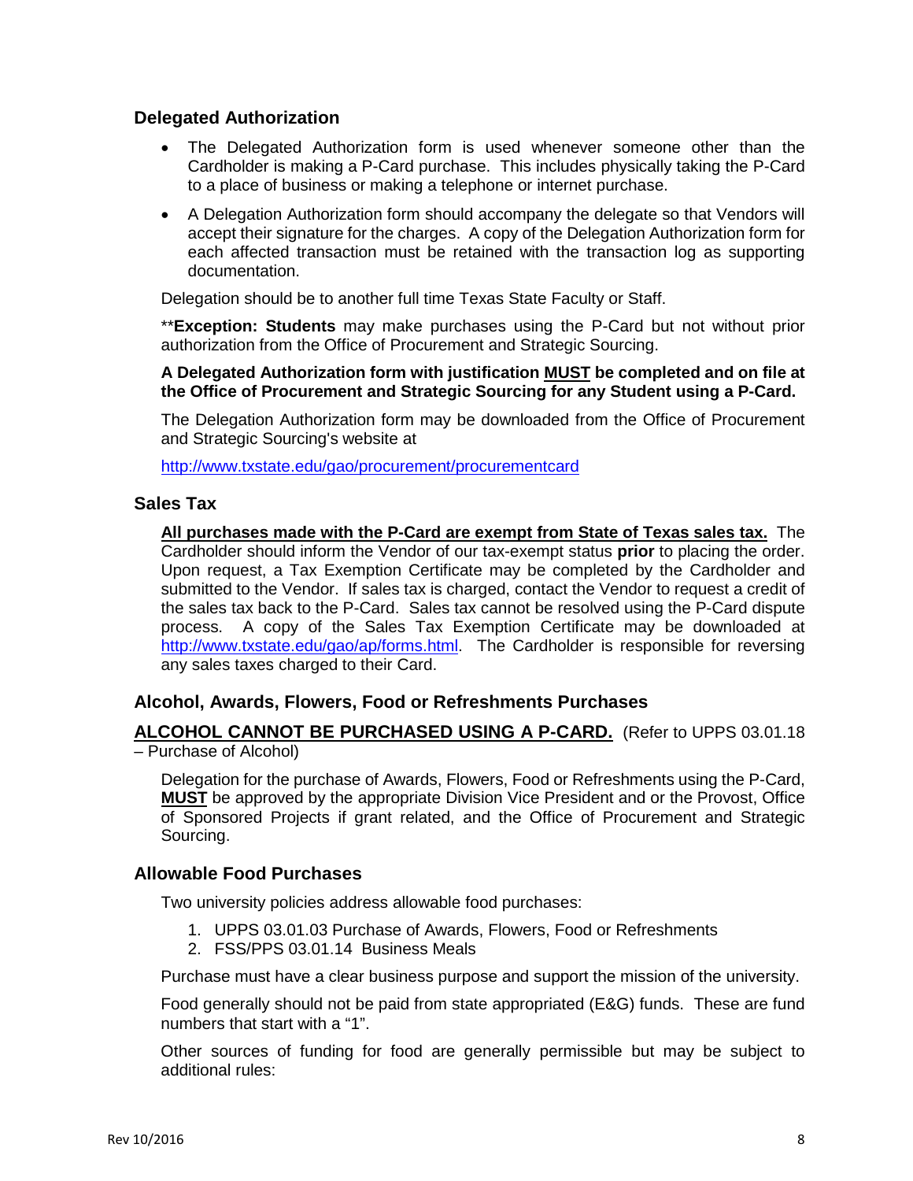### Delegated Authorization

- The Delegated Authorization form is used whenever someone other than the Cardholder is making a P-Card purchase. This includes physically taking the P-Card to a place of business or making a telephone or internet purchase.
- A Delegation Authorization form should accompany the delegate so that Vendors will accept their signature for the charges. A copy of the Delegation Authorization form for each affected transaction must be retained with the transaction log as supporting documentation.

Delegation should be to another full time Texas State Faculty or Staff.

**Exception: Students** may make purchases using the P-Card but not without prior authorization from the Office of Procurement and Strategic Sourcing.

**A Delegated Authorization form with justification <u>MUST</u> be completed and on file at the Office of Procurement and Strategic Sourcing for any Student using a P-Card.**

The Delegation Authorization form may be downloaded from the Office of Procurement and Strategic Sourcing's website at

http://www.txstate.edu/gao/procurement/procurementcard

### Sales Tax

**<u>All purchases made with the P-Card are exempt from State of Texas sales tax.</u>** The Cardholder should inform the Vendor of our tax-exempt status **prior** to placing the order. Upon request, a Tax Exemption Certificate may be completed by the Cardholder and submitted to the Vendor. If sales tax is charged, contact the Vendor to request a credit of the sales tax back to the P-Card. Sales tax cannot be resolved using the P-Card dispute process. A copy of the Sales Tax Exemption Certificate may be downloaded at http://www.txstate.edu/gao/ap/forms.html. The Cardholder is responsible for reversing any sales taxes charged to their Card.

### Alcohol, Awards, Flowers, Food or Refreshments Purchases

**<u>ALCOHOL CANNOT BE PURCHASED USING A P-CARD.</u>** (Refer to UPPS 03.01.18 – Purchase of Alcohol)

Delegation for the purchase of Awards, Flowers, Food or Refreshments using the P-Card, **<u>MUST</u>** be approved by the appropriate Division Vice President and or the Provost, Office of Sponsored Projects if grant related, and the Office of Procurement and Strategic Sourcing.

### Allowable Food Purchases

Two university policies address allowable food purchases:

1. UPPS 03.01.03 Purchase of Awards, Flowers, Food or Refreshments
2. FSS/PPS 03.01.14 Business Meals

Purchase must have a clear business purpose and support the mission of the university.

Food generally should not be paid from state appropriated (E&G) funds. These are fund numbers that start with a "1".

Other sources of funding for food are generally permissible but may be subject to additional rules: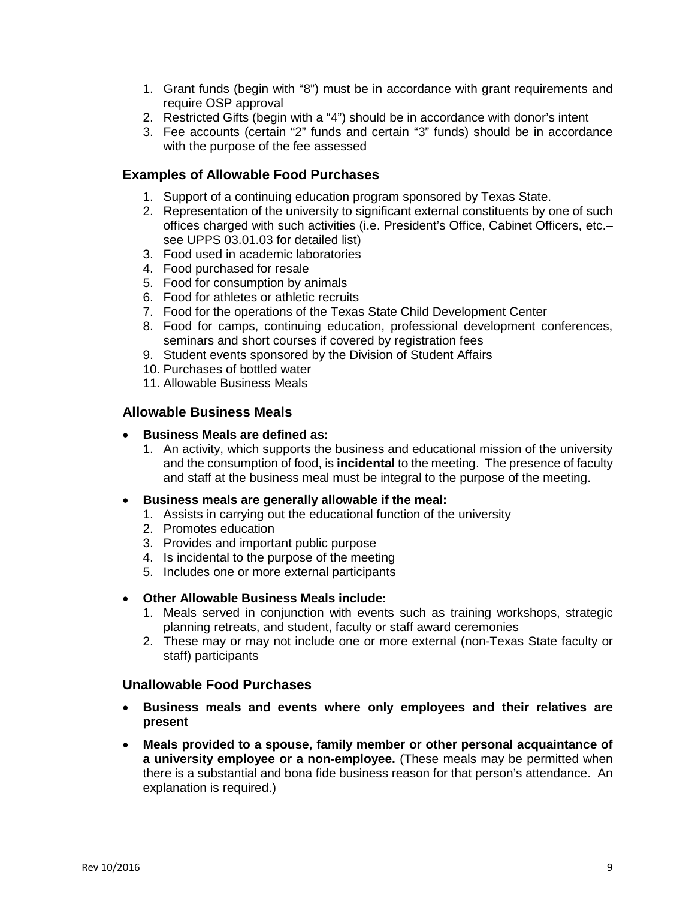1. Grant funds (begin with "8") must be in accordance with grant requirements and require OSP approval
2. Restricted Gifts (begin with a "4") should be in accordance with donor's intent
3. Fee accounts (certain "2" funds and certain "3" funds) should be in accordance with the purpose of the fee assessed

### Examples of Allowable Food Purchases

1. Support of a continuing education program sponsored by Texas State.
2. Representation of the university to significant external constituents by one of such offices charged with such activities (i.e. President's Office, Cabinet Officers, etc.– see UPPS 03.01.03 for detailed list)
3. Food used in academic laboratories
4. Food purchased for resale
5. Food for consumption by animals
6. Food for athletes or athletic recruits
7. Food for the operations of the Texas State Child Development Center
8. Food for camps, continuing education, professional development conferences, seminars and short courses if covered by registration fees
9. Student events sponsored by the Division of Student Affairs
10. Purchases of bottled water
11. Allowable Business Meals

### Allowable Business Meals

- **Business Meals are defined as:**
  1. An activity, which supports the business and educational mission of the university and the consumption of food, is **incidental** to the meeting. The presence of faculty and staff at the business meal must be integral to the purpose of the meeting.

- **Business meals are generally allowable if the meal:**
  1. Assists in carrying out the educational function of the university
  2. Promotes education
  3. Provides and important public purpose
  4. Is incidental to the purpose of the meeting
  5. Includes one or more external participants

- **Other Allowable Business Meals include:**
  1. Meals served in conjunction with events such as training workshops, strategic planning retreats, and student, faculty or staff award ceremonies
  2. These may or may not include one or more external (non-Texas State faculty or staff) participants

### Unallowable Food Purchases

- **Business meals and events where only employees and their relatives are present**

- **Meals provided to a spouse, family member or other personal acquaintance of a university employee or a non-employee.** (These meals may be permitted when there is a substantial and bona fide business reason for that person's attendance. An explanation is required.)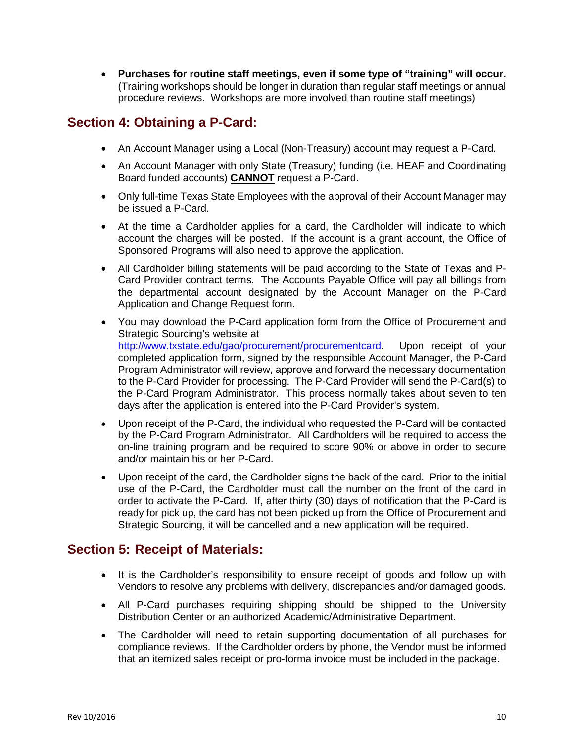- **Purchases for routine staff meetings, even if some type of "training" will occur.** (Training workshops should be longer in duration than regular staff meetings or annual procedure reviews. Workshops are more involved than routine staff meetings)

## Section 4: Obtaining a P-Card:

- An Account Manager using a Local (Non-Treasury) account may request a P-Card*.*
- An Account Manager with only State (Treasury) funding (i.e. HEAF and Coordinating Board funded accounts) <u>**CANNOT**</u> request a P-Card.
- Only full-time Texas State Employees with the approval of their Account Manager may be issued a P-Card.
- At the time a Cardholder applies for a card, the Cardholder will indicate to which account the charges will be posted. If the account is a grant account, the Office of Sponsored Programs will also need to approve the application.
- All Cardholder billing statements will be paid according to the State of Texas and P-Card Provider contract terms. The Accounts Payable Office will pay all billings from the departmental account designated by the Account Manager on the P-Card Application and Change Request form.
- You may download the P-Card application form from the Office of Procurement and Strategic Sourcing's website at [http://www.txstate.edu/gao/procurement/procurementcard](http://www.txstate.edu/gao/procurement/procurementcard). Upon receipt of your completed application form, signed by the responsible Account Manager, the P-Card Program Administrator will review, approve and forward the necessary documentation to the P-Card Provider for processing. The P-Card Provider will send the P-Card(s) to the P-Card Program Administrator. This process normally takes about seven to ten days after the application is entered into the P-Card Provider's system.
- Upon receipt of the P-Card, the individual who requested the P-Card will be contacted by the P-Card Program Administrator. All Cardholders will be required to access the on-line training program and be required to score 90% or above in order to secure and/or maintain his or her P-Card.
- Upon receipt of the card, the Cardholder signs the back of the card. Prior to the initial use of the P-Card, the Cardholder must call the number on the front of the card in order to activate the P-Card. If, after thirty (30) days of notification that the P-Card is ready for pick up, the card has not been picked up from the Office of Procurement and Strategic Sourcing, it will be cancelled and a new application will be required.

## Section 5: Receipt of Materials:

- It is the Cardholder's responsibility to ensure receipt of goods and follow up with Vendors to resolve any problems with delivery, discrepancies and/or damaged goods.
- <u>All P-Card purchases requiring shipping should be shipped to the University Distribution Center or an authorized Academic/Administrative Department.</u>
- The Cardholder will need to retain supporting documentation of all purchases for compliance reviews. If the Cardholder orders by phone, the Vendor must be informed that an itemized sales receipt or pro-forma invoice must be included in the package.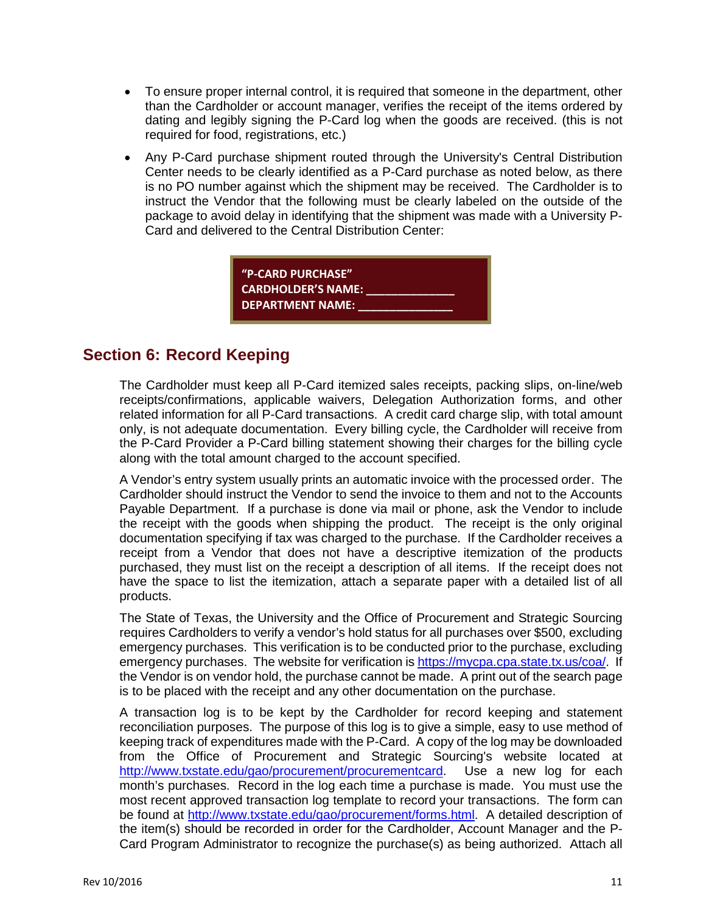- To ensure proper internal control, it is required that someone in the department, other than the Cardholder or account manager, verifies the receipt of the items ordered by dating and legibly signing the P-Card log when the goods are received. (this is not required for food, registrations, etc.)
- Any P-Card purchase shipment routed through the University's Central Distribution Center needs to be clearly identified as a P-Card purchase as noted below, as there is no PO number against which the shipment may be received. The Cardholder is to instruct the Vendor that the following must be clearly labeled on the outside of the package to avoid delay in identifying that the shipment was made with a University P-Card and delivered to the Central Distribution Center:

> **"P-CARD PURCHASE"**
> **CARDHOLDER'S NAME: _____________**
> **DEPARTMENT NAME: ______________**

## Section 6: Record Keeping

The Cardholder must keep all P-Card itemized sales receipts, packing slips, on-line/web receipts/confirmations, applicable waivers, Delegation Authorization forms, and other related information for all P-Card transactions. A credit card charge slip, with total amount only, is not adequate documentation. Every billing cycle, the Cardholder will receive from the P-Card Provider a P-Card billing statement showing their charges for the billing cycle along with the total amount charged to the account specified.

A Vendor's entry system usually prints an automatic invoice with the processed order. The Cardholder should instruct the Vendor to send the invoice to them and not to the Accounts Payable Department. If a purchase is done via mail or phone, ask the Vendor to include the receipt with the goods when shipping the product. The receipt is the only original documentation specifying if tax was charged to the purchase. If the Cardholder receives a receipt from a Vendor that does not have a descriptive itemization of the products purchased, they must list on the receipt a description of all items. If the receipt does not have the space to list the itemization, attach a separate paper with a detailed list of all products.

The State of Texas, the University and the Office of Procurement and Strategic Sourcing requires Cardholders to verify a vendor's hold status for all purchases over $500, excluding emergency purchases. This verification is to be conducted prior to the purchase, excluding emergency purchases. The website for verification is https://mycpa.cpa.state.tx.us/coa/. If the Vendor is on vendor hold, the purchase cannot be made. A print out of the search page is to be placed with the receipt and any other documentation on the purchase.

A transaction log is to be kept by the Cardholder for record keeping and statement reconciliation purposes. The purpose of this log is to give a simple, easy to use method of keeping track of expenditures made with the P-Card. A copy of the log may be downloaded from the Office of Procurement and Strategic Sourcing's website located at http://www.txstate.edu/gao/procurement/procurementcard. Use a new log for each month's purchases. Record in the log each time a purchase is made. You must use the most recent approved transaction log template to record your transactions. The form can be found at http://www.txstate.edu/gao/procurement/forms.html. A detailed description of the item(s) should be recorded in order for the Cardholder, Account Manager and the P-Card Program Administrator to recognize the purchase(s) as being authorized. Attach all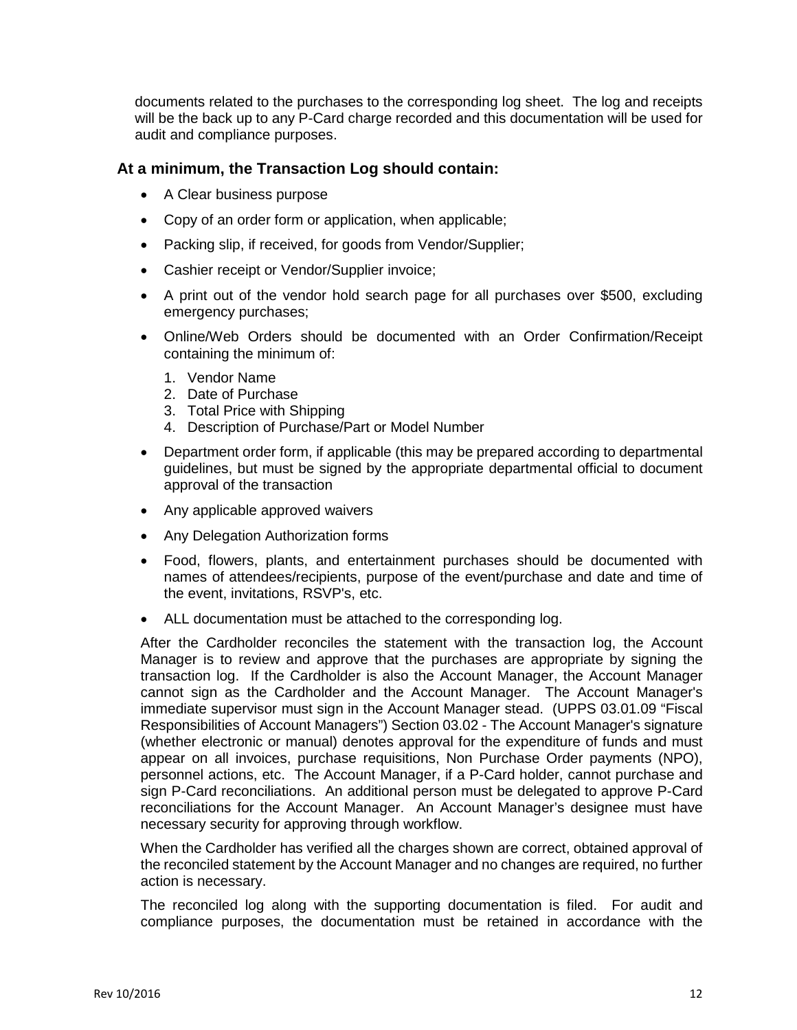documents related to the purchases to the corresponding log sheet. The log and receipts will be the back up to any P-Card charge recorded and this documentation will be used for audit and compliance purposes.

### At a minimum, the Transaction Log should contain:

- A Clear business purpose
- Copy of an order form or application, when applicable;
- Packing slip, if received, for goods from Vendor/Supplier;
- Cashier receipt or Vendor/Supplier invoice;
- A print out of the vendor hold search page for all purchases over $500, excluding emergency purchases;
- Online/Web Orders should be documented with an Order Confirmation/Receipt containing the minimum of:
  1. Vendor Name
  2. Date of Purchase
  3. Total Price with Shipping
  4. Description of Purchase/Part or Model Number
- Department order form, if applicable (this may be prepared according to departmental guidelines, but must be signed by the appropriate departmental official to document approval of the transaction
- Any applicable approved waivers
- Any Delegation Authorization forms
- Food, flowers, plants, and entertainment purchases should be documented with names of attendees/recipients, purpose of the event/purchase and date and time of the event, invitations, RSVP's, etc.
- ALL documentation must be attached to the corresponding log.

After the Cardholder reconciles the statement with the transaction log, the Account Manager is to review and approve that the purchases are appropriate by signing the transaction log. If the Cardholder is also the Account Manager, the Account Manager cannot sign as the Cardholder and the Account Manager. The Account Manager's immediate supervisor must sign in the Account Manager stead. (UPPS 03.01.09 "Fiscal Responsibilities of Account Managers") Section 03.02 - The Account Manager's signature (whether electronic or manual) denotes approval for the expenditure of funds and must appear on all invoices, purchase requisitions, Non Purchase Order payments (NPO), personnel actions, etc. The Account Manager, if a P-Card holder, cannot purchase and sign P-Card reconciliations. An additional person must be delegated to approve P-Card reconciliations for the Account Manager. An Account Manager's designee must have necessary security for approving through workflow.

When the Cardholder has verified all the charges shown are correct, obtained approval of the reconciled statement by the Account Manager and no changes are required, no further action is necessary.

The reconciled log along with the supporting documentation is filed. For audit and compliance purposes, the documentation must be retained in accordance with the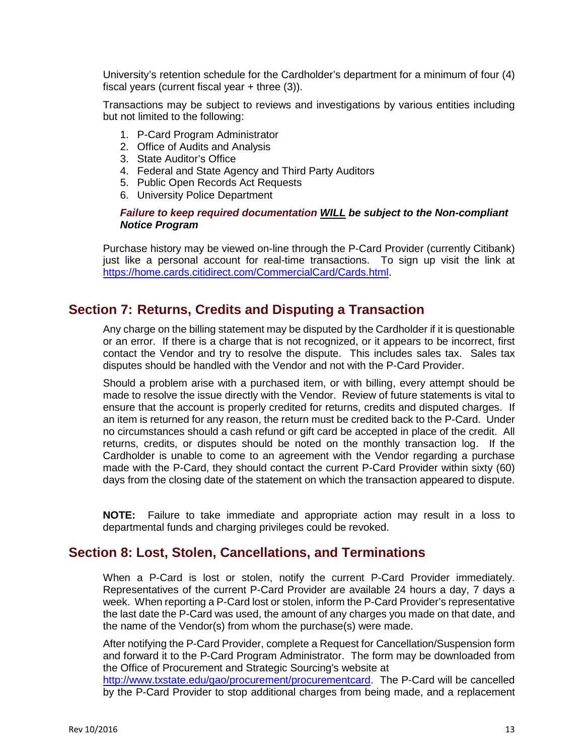University's retention schedule for the Cardholder's department for a minimum of four (4) fiscal years (current fiscal year + three (3)).

Transactions may be subject to reviews and investigations by various entities including but not limited to the following:

1. P-Card Program Administrator
2. Office of Audits and Analysis
3. State Auditor's Office
4. Federal and State Agency and Third Party Auditors
5. Public Open Records Act Requests
6. University Police Department

***Failure to keep required documentation WILL be subject to the Non-compliant Notice Program***

Purchase history may be viewed on-line through the P-Card Provider (currently Citibank) just like a personal account for real-time transactions. To sign up visit the link at https://home.cards.citidirect.com/CommercialCard/Cards.html.

## Section 7: Returns, Credits and Disputing a Transaction

Any charge on the billing statement may be disputed by the Cardholder if it is questionable or an error. If there is a charge that is not recognized, or it appears to be incorrect, first contact the Vendor and try to resolve the dispute. This includes sales tax. Sales tax disputes should be handled with the Vendor and not with the P-Card Provider.

Should a problem arise with a purchased item, or with billing, every attempt should be made to resolve the issue directly with the Vendor. Review of future statements is vital to ensure that the account is properly credited for returns, credits and disputed charges. If an item is returned for any reason, the return must be credited back to the P-Card. Under no circumstances should a cash refund or gift card be accepted in place of the credit. All returns, credits, or disputes should be noted on the monthly transaction log. If the Cardholder is unable to come to an agreement with the Vendor regarding a purchase made with the P-Card, they should contact the current P-Card Provider within sixty (60) days from the closing date of the statement on which the transaction appeared to dispute.

**NOTE:** Failure to take immediate and appropriate action may result in a loss to departmental funds and charging privileges could be revoked.

## Section 8: Lost, Stolen, Cancellations, and Terminations

When a P-Card is lost or stolen, notify the current P-Card Provider immediately. Representatives of the current P-Card Provider are available 24 hours a day, 7 days a week. When reporting a P-Card lost or stolen, inform the P-Card Provider's representative the last date the P-Card was used, the amount of any charges you made on that date, and the name of the Vendor(s) from whom the purchase(s) were made.

After notifying the P-Card Provider, complete a Request for Cancellation/Suspension form and forward it to the P-Card Program Administrator. The form may be downloaded from the Office of Procurement and Strategic Sourcing's website at http://www.txstate.edu/gao/procurement/procurementcard. The P-Card will be cancelled by the P-Card Provider to stop additional charges from being made, and a replacement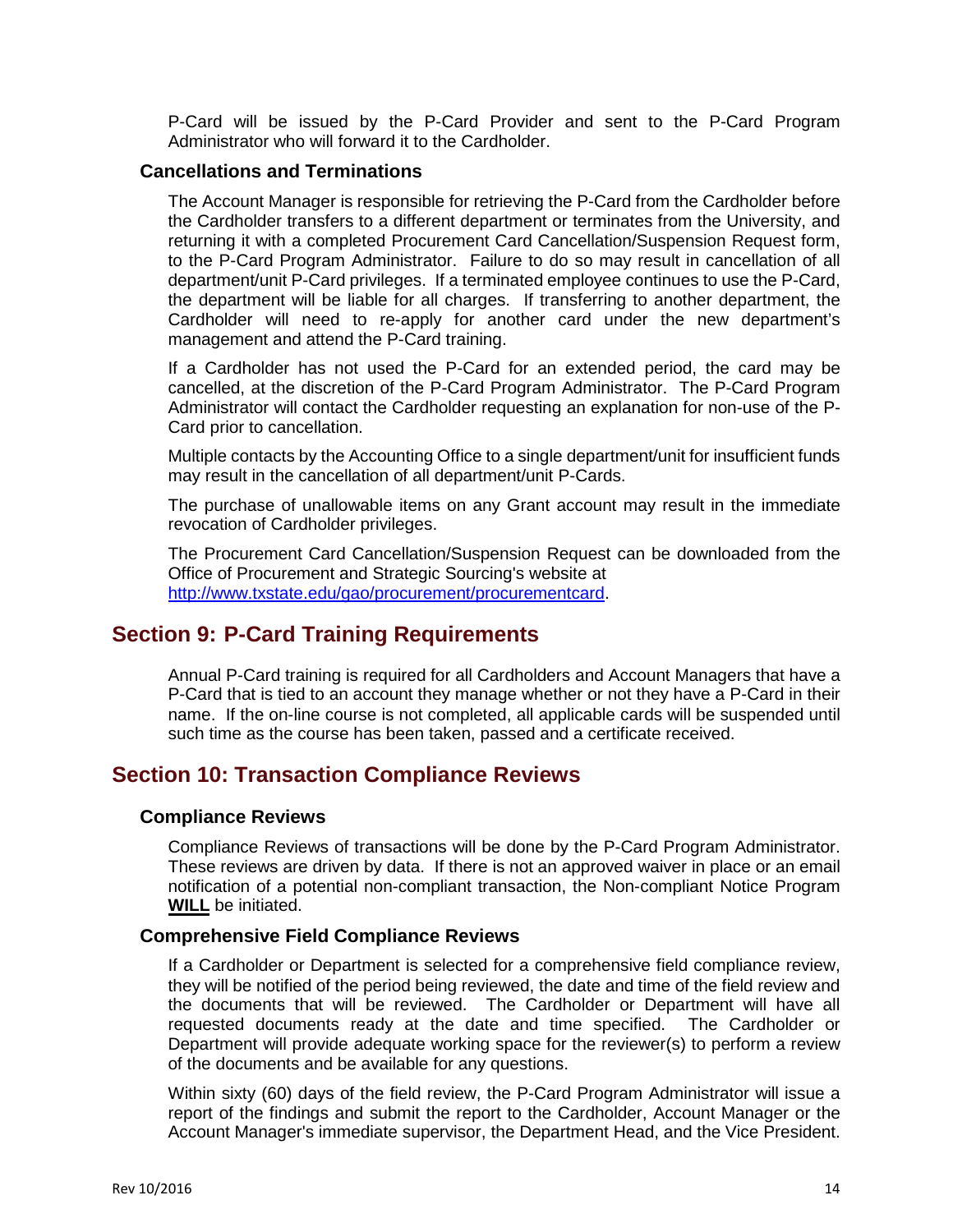P-Card will be issued by the P-Card Provider and sent to the P-Card Program Administrator who will forward it to the Cardholder.

### Cancellations and Terminations

The Account Manager is responsible for retrieving the P-Card from the Cardholder before the Cardholder transfers to a different department or terminates from the University, and returning it with a completed Procurement Card Cancellation/Suspension Request form, to the P-Card Program Administrator. Failure to do so may result in cancellation of all department/unit P-Card privileges. If a terminated employee continues to use the P-Card, the department will be liable for all charges. If transferring to another department, the Cardholder will need to re-apply for another card under the new department's management and attend the P-Card training.

If a Cardholder has not used the P-Card for an extended period, the card may be cancelled, at the discretion of the P-Card Program Administrator. The P-Card Program Administrator will contact the Cardholder requesting an explanation for non-use of the P-Card prior to cancellation.

Multiple contacts by the Accounting Office to a single department/unit for insufficient funds may result in the cancellation of all department/unit P-Cards.

The purchase of unallowable items on any Grant account may result in the immediate revocation of Cardholder privileges.

The Procurement Card Cancellation/Suspension Request can be downloaded from the Office of Procurement and Strategic Sourcing's website at [http://www.txstate.edu/gao/procurement/procurementcard](http://www.txstate.edu/gao/procurement/procurementcard).

## Section 9: P-Card Training Requirements

Annual P-Card training is required for all Cardholders and Account Managers that have a P-Card that is tied to an account they manage whether or not they have a P-Card in their name. If the on-line course is not completed, all applicable cards will be suspended until such time as the course has been taken, passed and a certificate received.

## Section 10: Transaction Compliance Reviews

### Compliance Reviews

Compliance Reviews of transactions will be done by the P-Card Program Administrator. These reviews are driven by data. If there is not an approved waiver in place or an email notification of a potential non-compliant transaction, the Non-compliant Notice Program **WILL** be initiated.

### Comprehensive Field Compliance Reviews

If a Cardholder or Department is selected for a comprehensive field compliance review, they will be notified of the period being reviewed, the date and time of the field review and the documents that will be reviewed. The Cardholder or Department will have all requested documents ready at the date and time specified. The Cardholder or Department will provide adequate working space for the reviewer(s) to perform a review of the documents and be available for any questions.

Within sixty (60) days of the field review, the P-Card Program Administrator will issue a report of the findings and submit the report to the Cardholder, Account Manager or the Account Manager's immediate supervisor, the Department Head, and the Vice President.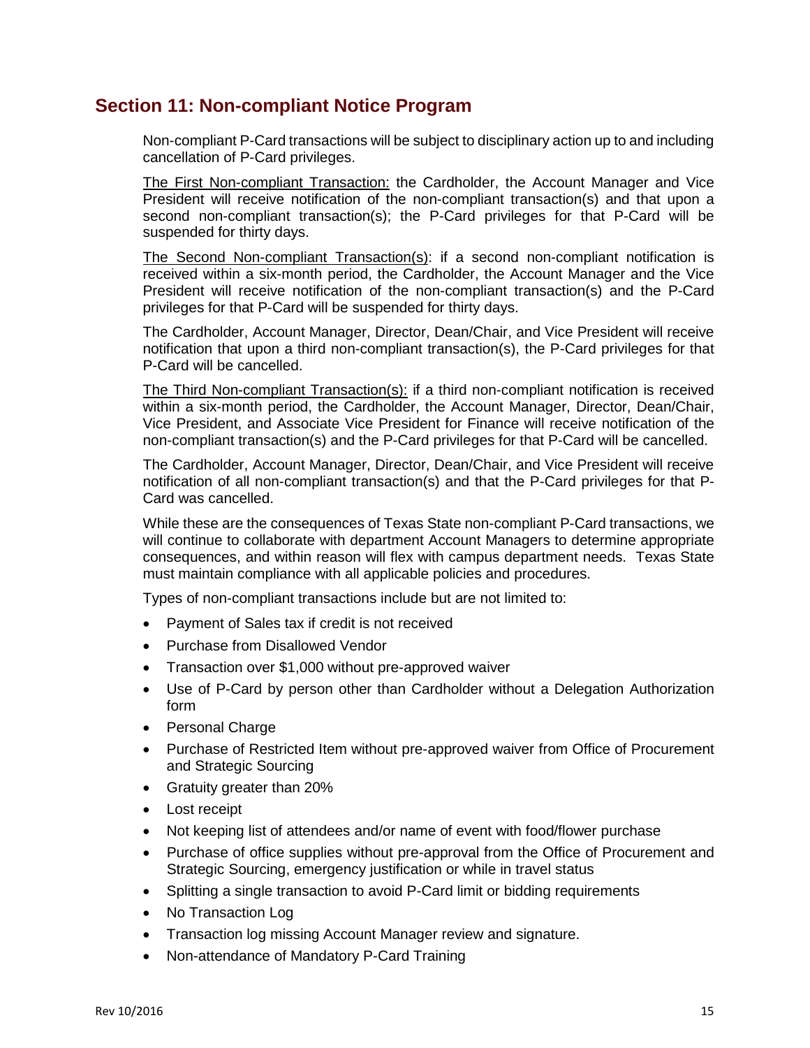## Section 11: Non-compliant Notice Program

Non-compliant P-Card transactions will be subject to disciplinary action up to and including cancellation of P-Card privileges.

The First Non-compliant Transaction: the Cardholder, the Account Manager and Vice President will receive notification of the non-compliant transaction(s) and that upon a second non-compliant transaction(s); the P-Card privileges for that P-Card will be suspended for thirty days.

The Second Non-compliant Transaction(s): if a second non-compliant notification is received within a six-month period, the Cardholder, the Account Manager and the Vice President will receive notification of the non-compliant transaction(s) and the P-Card privileges for that P-Card will be suspended for thirty days.

The Cardholder, Account Manager, Director, Dean/Chair, and Vice President will receive notification that upon a third non-compliant transaction(s), the P-Card privileges for that P-Card will be cancelled.

The Third Non-compliant Transaction(s): if a third non-compliant notification is received within a six-month period, the Cardholder, the Account Manager, Director, Dean/Chair, Vice President, and Associate Vice President for Finance will receive notification of the non-compliant transaction(s) and the P-Card privileges for that P-Card will be cancelled.

The Cardholder, Account Manager, Director, Dean/Chair, and Vice President will receive notification of all non-compliant transaction(s) and that the P-Card privileges for that P-Card was cancelled.

While these are the consequences of Texas State non-compliant P-Card transactions, we will continue to collaborate with department Account Managers to determine appropriate consequences, and within reason will flex with campus department needs. Texas State must maintain compliance with all applicable policies and procedures.

Types of non-compliant transactions include but are not limited to:

- Payment of Sales tax if credit is not received
- Purchase from Disallowed Vendor
- Transaction over $1,000 without pre-approved waiver
- Use of P-Card by person other than Cardholder without a Delegation Authorization form
- Personal Charge
- Purchase of Restricted Item without pre-approved waiver from Office of Procurement and Strategic Sourcing
- Gratuity greater than 20%
- Lost receipt
- Not keeping list of attendees and/or name of event with food/flower purchase
- Purchase of office supplies without pre-approval from the Office of Procurement and Strategic Sourcing, emergency justification or while in travel status
- Splitting a single transaction to avoid P-Card limit or bidding requirements
- No Transaction Log
- Transaction log missing Account Manager review and signature.
- Non-attendance of Mandatory P-Card Training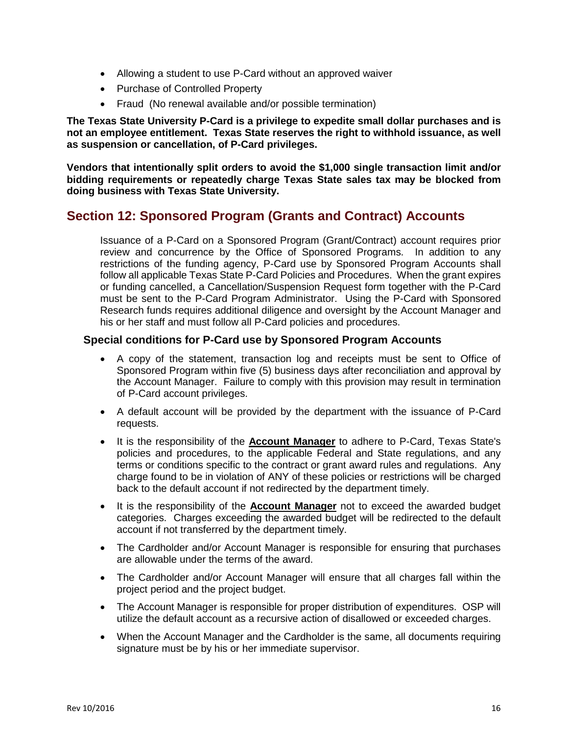- Allowing a student to use P-Card without an approved waiver
- Purchase of Controlled Property
- Fraud (No renewal available and/or possible termination)

**The Texas State University P-Card is a privilege to expedite small dollar purchases and is not an employee entitlement. Texas State reserves the right to withhold issuance, as well as suspension or cancellation, of P-Card privileges.**

**Vendors that intentionally split orders to avoid the $1,000 single transaction limit and/or bidding requirements or repeatedly charge Texas State sales tax may be blocked from doing business with Texas State University.**

## Section 12: Sponsored Program (Grants and Contract) Accounts

Issuance of a P-Card on a Sponsored Program (Grant/Contract) account requires prior review and concurrence by the Office of Sponsored Programs. In addition to any restrictions of the funding agency, P-Card use by Sponsored Program Accounts shall follow all applicable Texas State P-Card Policies and Procedures. When the grant expires or funding cancelled, a Cancellation/Suspension Request form together with the P-Card must be sent to the P-Card Program Administrator. Using the P-Card with Sponsored Research funds requires additional diligence and oversight by the Account Manager and his or her staff and must follow all P-Card policies and procedures.

### Special conditions for P-Card use by Sponsored Program Accounts

- A copy of the statement, transaction log and receipts must be sent to Office of Sponsored Program within five (5) business days after reconciliation and approval by the Account Manager. Failure to comply with this provision may result in termination of P-Card account privileges.
- A default account will be provided by the department with the issuance of P-Card requests.
- It is the responsibility of the **Account Manager** to adhere to P-Card, Texas State's policies and procedures, to the applicable Federal and State regulations, and any terms or conditions specific to the contract or grant award rules and regulations. Any charge found to be in violation of ANY of these policies or restrictions will be charged back to the default account if not redirected by the department timely.
- It is the responsibility of the **Account Manager** not to exceed the awarded budget categories. Charges exceeding the awarded budget will be redirected to the default account if not transferred by the department timely.
- The Cardholder and/or Account Manager is responsible for ensuring that purchases are allowable under the terms of the award.
- The Cardholder and/or Account Manager will ensure that all charges fall within the project period and the project budget.
- The Account Manager is responsible for proper distribution of expenditures. OSP will utilize the default account as a recursive action of disallowed or exceeded charges.
- When the Account Manager and the Cardholder is the same, all documents requiring signature must be by his or her immediate supervisor.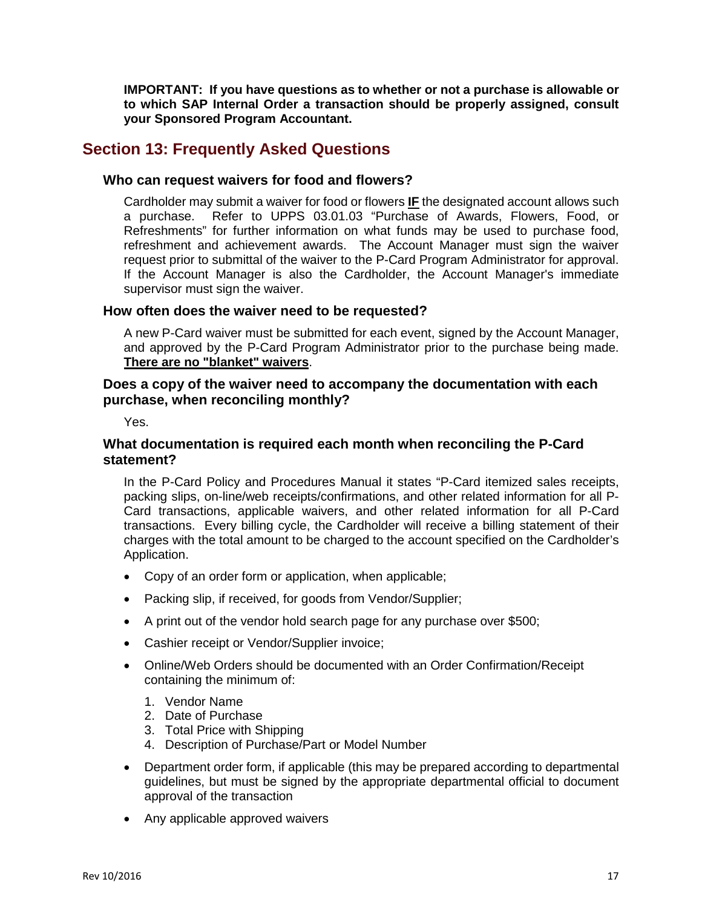**IMPORTANT: If you have questions as to whether or not a purchase is allowable or to which SAP Internal Order a transaction should be properly assigned, consult your Sponsored Program Accountant.**

## Section 13: Frequently Asked Questions

### Who can request waivers for food and flowers?

Cardholder may submit a waiver for food or flowers **IF** the designated account allows such a purchase. Refer to UPPS 03.01.03 "Purchase of Awards, Flowers, Food, or Refreshments" for further information on what funds may be used to purchase food, refreshment and achievement awards. The Account Manager must sign the waiver request prior to submittal of the waiver to the P-Card Program Administrator for approval. If the Account Manager is also the Cardholder, the Account Manager's immediate supervisor must sign the waiver.

### How often does the waiver need to be requested?

A new P-Card waiver must be submitted for each event, signed by the Account Manager, and approved by the P-Card Program Administrator prior to the purchase being made. **There are no "blanket" waivers**.

### Does a copy of the waiver need to accompany the documentation with each purchase, when reconciling monthly?

Yes.

### What documentation is required each month when reconciling the P-Card statement?

In the P-Card Policy and Procedures Manual it states "P-Card itemized sales receipts, packing slips, on-line/web receipts/confirmations, and other related information for all P-Card transactions, applicable waivers, and other related information for all P-Card transactions. Every billing cycle, the Cardholder will receive a billing statement of their charges with the total amount to be charged to the account specified on the Cardholder's Application.

- Copy of an order form or application, when applicable;
- Packing slip, if received, for goods from Vendor/Supplier;
- A print out of the vendor hold search page for any purchase over $500;
- Cashier receipt or Vendor/Supplier invoice;
- Online/Web Orders should be documented with an Order Confirmation/Receipt containing the minimum of:
  1. Vendor Name
  2. Date of Purchase
  3. Total Price with Shipping
  4. Description of Purchase/Part or Model Number
- Department order form, if applicable (this may be prepared according to departmental guidelines, but must be signed by the appropriate departmental official to document approval of the transaction
- Any applicable approved waivers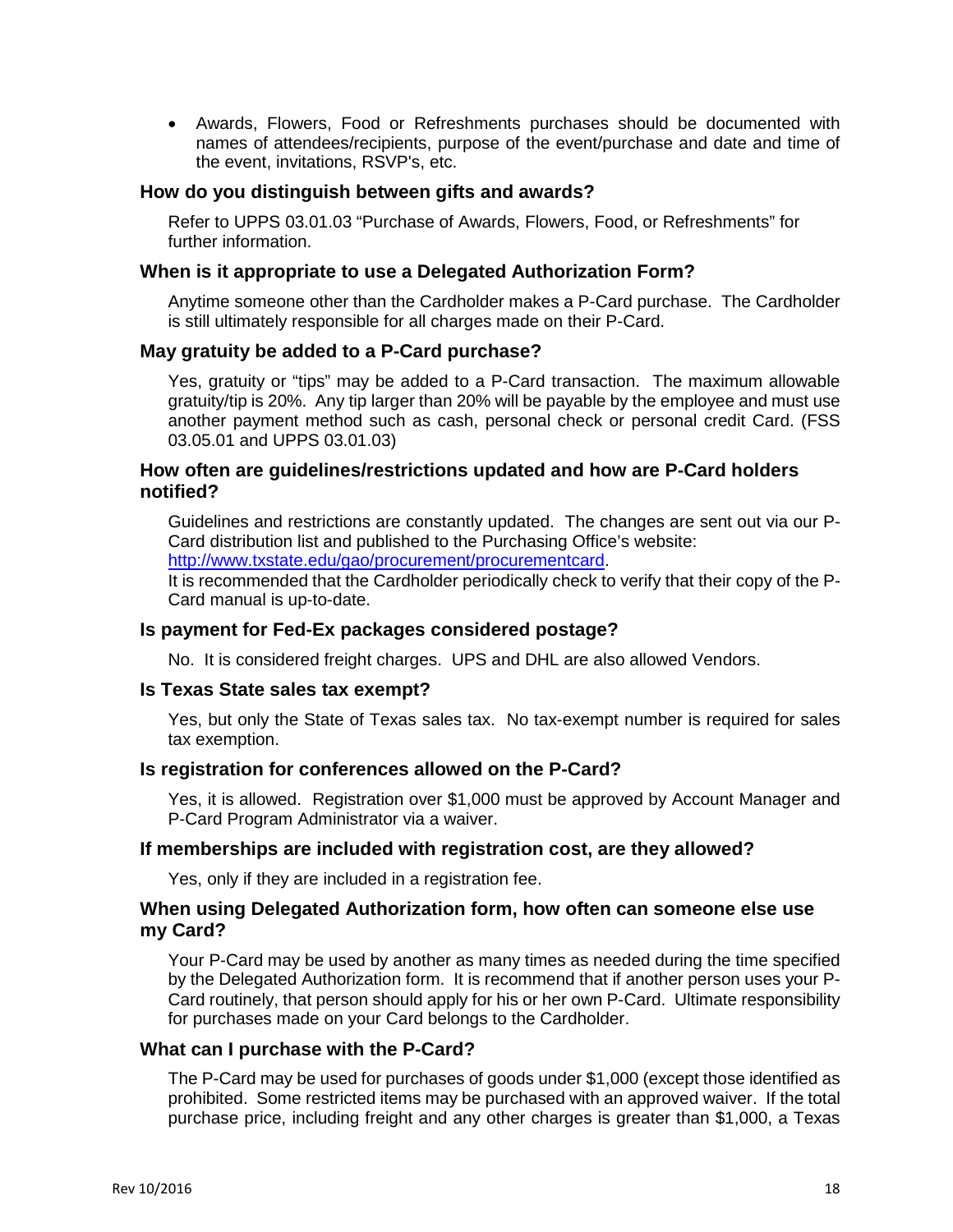- Awards, Flowers, Food or Refreshments purchases should be documented with names of attendees/recipients, purpose of the event/purchase and date and time of the event, invitations, RSVP's, etc.

### How do you distinguish between gifts and awards?

Refer to UPPS 03.01.03 "Purchase of Awards, Flowers, Food, or Refreshments" for further information.

### When is it appropriate to use a Delegated Authorization Form?

Anytime someone other than the Cardholder makes a P-Card purchase. The Cardholder is still ultimately responsible for all charges made on their P-Card.

### May gratuity be added to a P-Card purchase?

Yes, gratuity or "tips" may be added to a P-Card transaction. The maximum allowable gratuity/tip is 20%. Any tip larger than 20% will be payable by the employee and must use another payment method such as cash, personal check or personal credit Card. (FSS 03.05.01 and UPPS 03.01.03)

### How often are guidelines/restrictions updated and how are P-Card holders notified?

Guidelines and restrictions are constantly updated. The changes are sent out via our P-Card distribution list and published to the Purchasing Office's website: [http://www.txstate.edu/gao/procurement/procurementcard](http://www.txstate.edu/gao/procurement/procurementcard).
It is recommended that the Cardholder periodically check to verify that their copy of the P-Card manual is up-to-date.

### Is payment for Fed-Ex packages considered postage?

No. It is considered freight charges. UPS and DHL are also allowed Vendors.

### Is Texas State sales tax exempt?

Yes, but only the State of Texas sales tax. No tax-exempt number is required for sales tax exemption.

### Is registration for conferences allowed on the P-Card?

Yes, it is allowed. Registration over $1,000 must be approved by Account Manager and P-Card Program Administrator via a waiver.

### If memberships are included with registration cost, are they allowed?

Yes, only if they are included in a registration fee.

### When using Delegated Authorization form, how often can someone else use my Card?

Your P-Card may be used by another as many times as needed during the time specified by the Delegated Authorization form. It is recommend that if another person uses your P-Card routinely, that person should apply for his or her own P-Card. Ultimate responsibility for purchases made on your Card belongs to the Cardholder.

### What can I purchase with the P-Card?

The P-Card may be used for purchases of goods under $1,000 (except those identified as prohibited. Some restricted items may be purchased with an approved waiver. If the total purchase price, including freight and any other charges is greater than $1,000, a Texas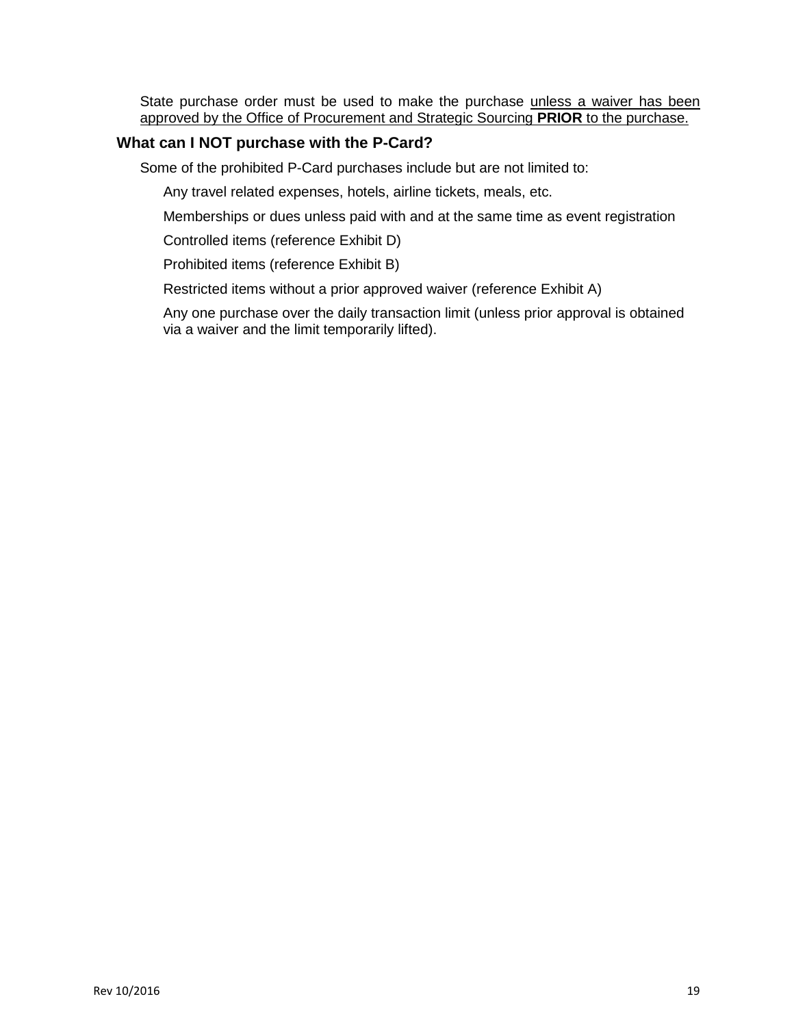State purchase order must be used to make the purchase <u>unless a waiver has been approved by the Office of Procurement and Strategic Sourcing **PRIOR** to the purchase.</u>

### What can I NOT purchase with the P-Card?

Some of the prohibited P-Card purchases include but are not limited to:

- Any travel related expenses, hotels, airline tickets, meals, etc.
- Memberships or dues unless paid with and at the same time as event registration
- Controlled items (reference Exhibit D)
- Prohibited items (reference Exhibit B)
- Restricted items without a prior approved waiver (reference Exhibit A)
- Any one purchase over the daily transaction limit (unless prior approval is obtained via a waiver and the limit temporarily lifted).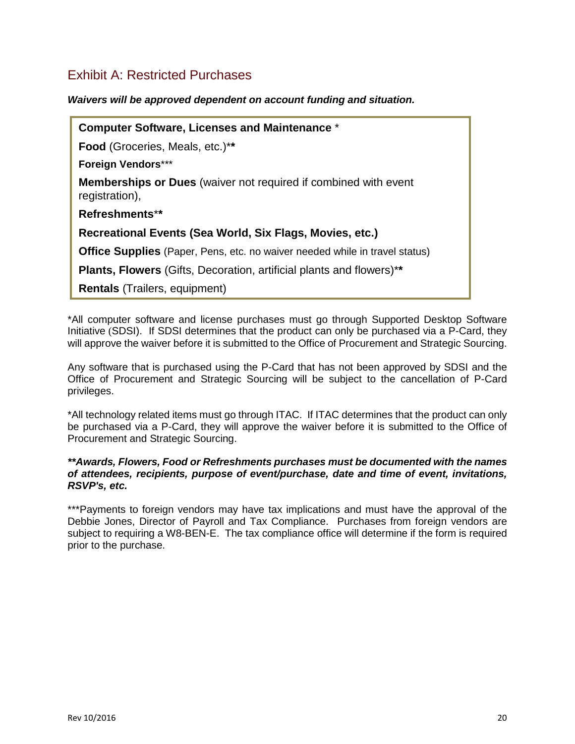## Exhibit A: Restricted Purchases

***Waivers will be approved dependent on account funding and situation.***

**Computer Software, Licenses and Maintenance** *

**Food** (Groceries, Meals, etc.)**

**Foreign Vendors*****

**Memberships or Dues** (waiver not required if combined with event registration),

**Refreshments****

**Recreational Events (Sea World, Six Flags, Movies, etc.)**

**Office Supplies** (Paper, Pens, etc. no waiver needed while in travel status)

**Plants, Flowers** (Gifts, Decoration, artificial plants and flowers)**

**Rentals** (Trailers, equipment)

*All computer software and license purchases must go through Supported Desktop Software Initiative (SDSI). If SDSI determines that the product can only be purchased via a P-Card, they will approve the waiver before it is submitted to the Office of Procurement and Strategic Sourcing.

Any software that is purchased using the P-Card that has not been approved by SDSI and the Office of Procurement and Strategic Sourcing will be subject to the cancellation of P-Card privileges.

*All technology related items must go through ITAC. If ITAC determines that the product can only be purchased via a P-Card, they will approve the waiver before it is submitted to the Office of Procurement and Strategic Sourcing.

***\*\*Awards, Flowers, Food or Refreshments purchases must be documented with the names of attendees, recipients, purpose of event/purchase, date and time of event, invitations, RSVP's, etc.***

***Payments to foreign vendors may have tax implications and must have the approval of the Debbie Jones, Director of Payroll and Tax Compliance. Purchases from foreign vendors are subject to requiring a W8-BEN-E. The tax compliance office will determine if the form is required prior to the purchase.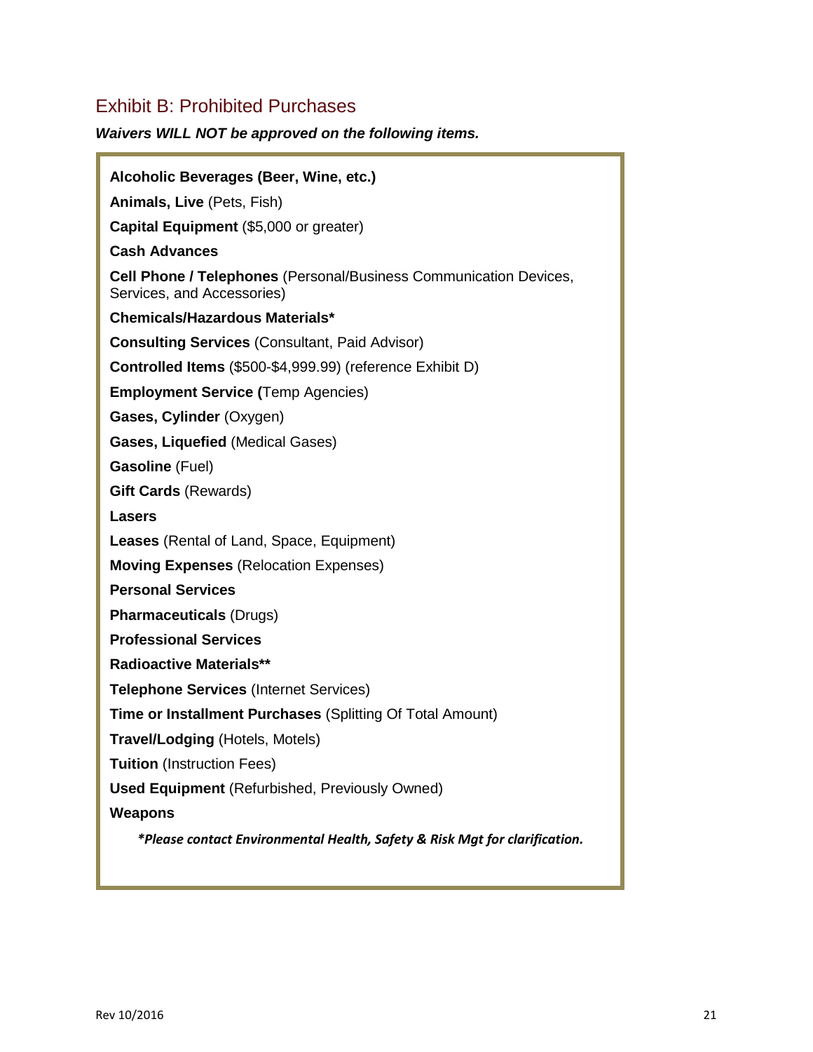## Exhibit B: Prohibited Purchases

***Waivers WILL NOT be approved on the following items.***

**Alcoholic Beverages (Beer, Wine, etc.)**

**Animals, Live** (Pets, Fish)

**Capital Equipment** ($5,000 or greater)

**Cash Advances**

**Cell Phone / Telephones** (Personal/Business Communication Devices, Services, and Accessories)

**Chemicals/Hazardous Materials***

**Consulting Services** (Consultant, Paid Advisor)

**Controlled Items** ($500-$4,999.99) (reference Exhibit D)

**Employment Service (**Temp Agencies)

**Gases, Cylinder** (Oxygen)

**Gases, Liquefied** (Medical Gases)

**Gasoline** (Fuel)

**Gift Cards** (Rewards)

**Lasers**

**Leases** (Rental of Land, Space, Equipment)

**Moving Expenses** (Relocation Expenses)

**Personal Services**

**Pharmaceuticals** (Drugs)

**Professional Services**

**Radioactive Materials****

**Telephone Services** (Internet Services)

**Time or Installment Purchases** (Splitting Of Total Amount)

**Travel/Lodging** (Hotels, Motels)

**Tuition** (Instruction Fees)

**Used Equipment** (Refurbished, Previously Owned)

**Weapons**

****Please contact Environmental Health, Safety & Risk Mgt for clarification.***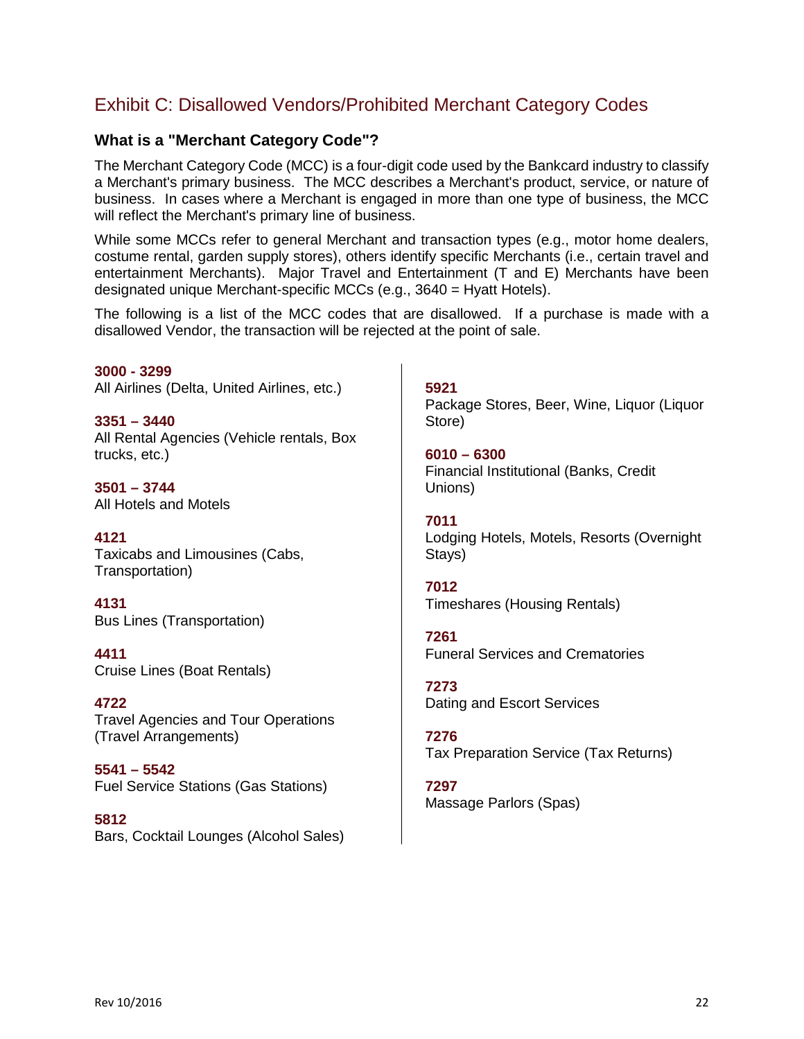## Exhibit C: Disallowed Vendors/Prohibited Merchant Category Codes

### What is a "Merchant Category Code"?

The Merchant Category Code (MCC) is a four-digit code used by the Bankcard industry to classify a Merchant's primary business. The MCC describes a Merchant's product, service, or nature of business. In cases where a Merchant is engaged in more than one type of business, the MCC will reflect the Merchant's primary line of business.

While some MCCs refer to general Merchant and transaction types (e.g., motor home dealers, costume rental, garden supply stores), others identify specific Merchants (i.e., certain travel and entertainment Merchants). Major Travel and Entertainment (T and E) Merchants have been designated unique Merchant-specific MCCs (e.g., 3640 = Hyatt Hotels).

The following is a list of the MCC codes that are disallowed. If a purchase is made with a disallowed Vendor, the transaction will be rejected at the point of sale.

**3000 - 3299**
All Airlines (Delta, United Airlines, etc.)

**3351 – 3440**
All Rental Agencies (Vehicle rentals, Box trucks, etc.)

**3501 – 3744**
All Hotels and Motels

**4121**
Taxicabs and Limousines (Cabs, Transportation)

**4131**
Bus Lines (Transportation)

**4411**
Cruise Lines (Boat Rentals)

**4722**
Travel Agencies and Tour Operations (Travel Arrangements)

**5541 – 5542**
Fuel Service Stations (Gas Stations)

**5812**
Bars, Cocktail Lounges (Alcohol Sales)

**5921**
Package Stores, Beer, Wine, Liquor (Liquor Store)

**6010 – 6300**
Financial Institutional (Banks, Credit Unions)

**7011**
Lodging Hotels, Motels, Resorts (Overnight Stays)

**7012**
Timeshares (Housing Rentals)

**7261**
Funeral Services and Crematories

**7273**
Dating and Escort Services

**7276**
Tax Preparation Service (Tax Returns)

**7297**
Massage Parlors (Spas)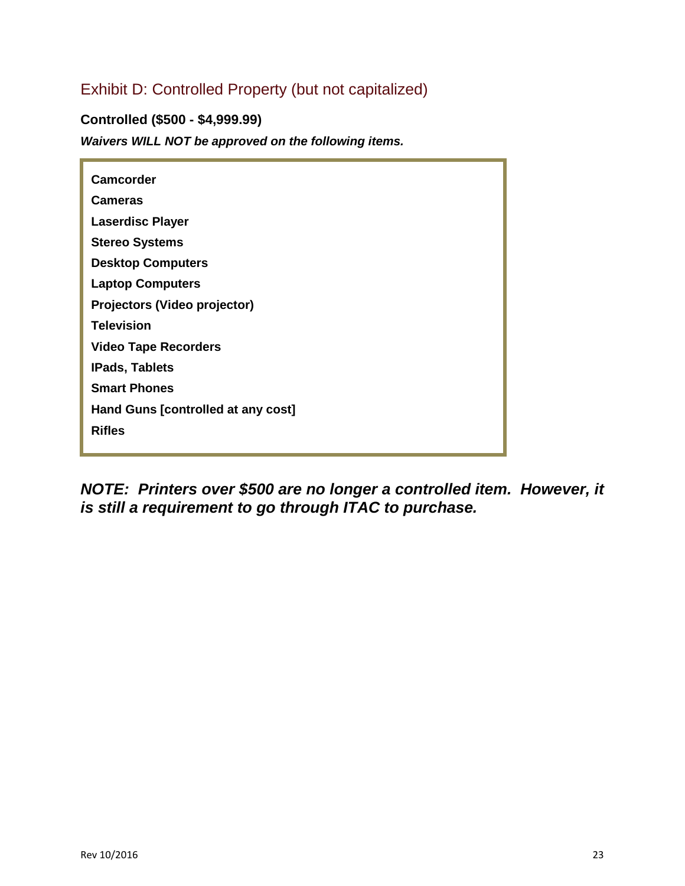## Exhibit D: Controlled Property (but not capitalized)

**Controlled ($500 - $4,999.99)**

***Waivers WILL NOT be approved on the following items.***

**Camcorder**
**Cameras**
**Laserdisc Player**
**Stereo Systems**
**Desktop Computers**
**Laptop Computers**
**Projectors (Video projector)**
**Television**
**Video Tape Recorders**
**IPads, Tablets**
**Smart Phones**
**Hand Guns [controlled at any cost]**
**Rifles**

***NOTE: Printers over $500 are no longer a controlled item. However, it is still a requirement to go through ITAC to purchase.***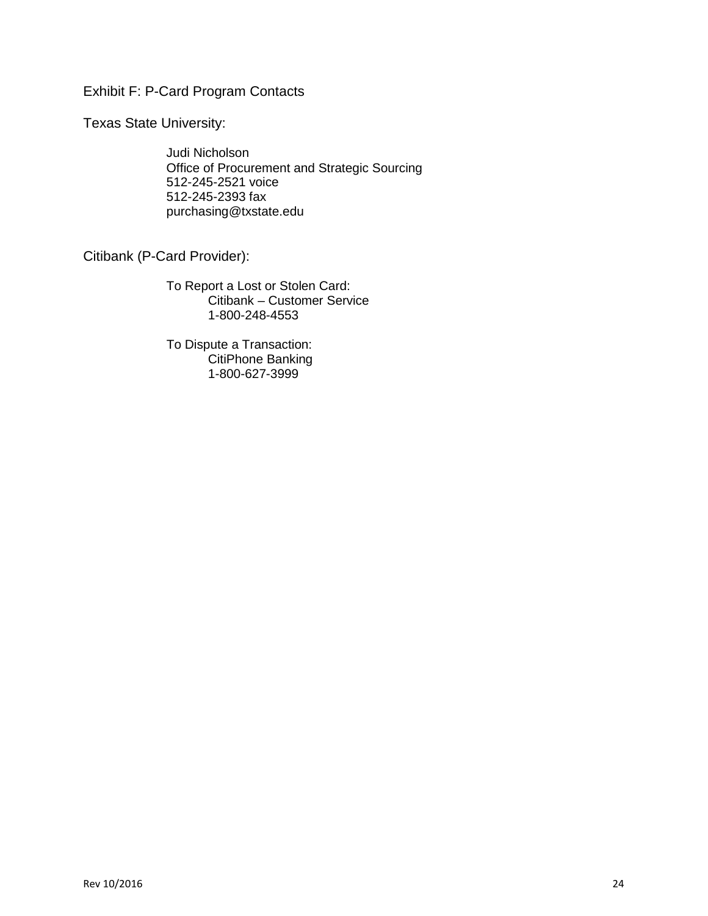## Exhibit F: P-Card Program Contacts

### Texas State University:

Judi Nicholson
Office of Procurement and Strategic Sourcing
512-245-2521 voice
512-245-2393 fax
purchasing@txstate.edu

### Citibank (P-Card Provider):

To Report a Lost or Stolen Card:
Citibank – Customer Service
1-800-248-4553

To Dispute a Transaction:
CitiPhone Banking
1-800-627-3999